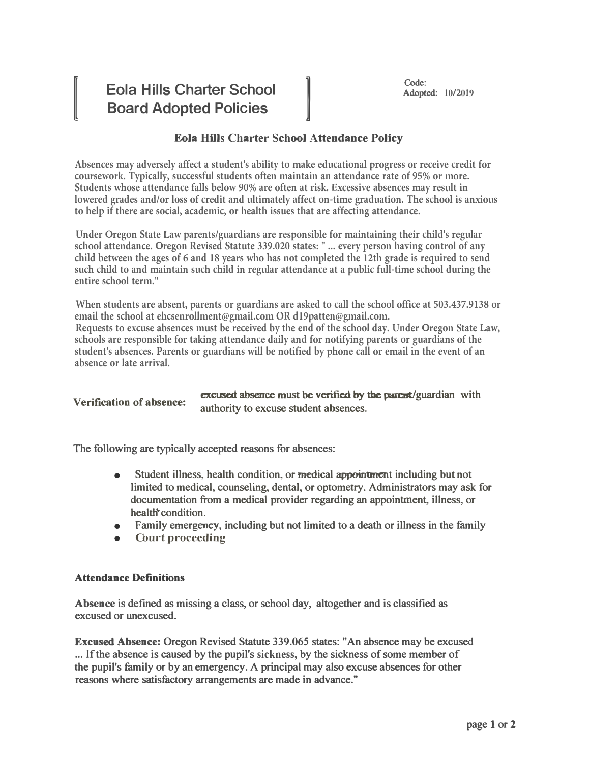# Eola Hills Charter School Board Adopted Policies

Code:
Adopted: 10/2019

## Eola Hills Charter School Attendance Policy

Absences may adversely affect a student's ability to make educational progress or receive credit for coursework. Typically, successful students often maintain an attendance rate of 95% or more. Students whose attendance falls below 90% are often at risk. Excessive absences may result in lowered grades and/or loss of credit and ultimately affect on-time graduation. The school is anxious to help if there are social, academic, or health issues that are affecting attendance.

Under Oregon State Law parents/guardians are responsible for maintaining their child's regular school attendance. Oregon Revised Statute 339.020 states: " ... every person having control of any child between the ages of 6 and 18 years who has not completed the 12th grade is required to send such child to and maintain such child in regular attendance at a public full-time school during the entire school term."

When students are absent, parents or guardians are asked to call the school office at 503.437.9138 or email the school at ehcsenrollment@gmail.com OR d19patten@gmail.com.
Requests to excuse absences must be received by the end of the school day. Under Oregon State Law, schools are responsible for taking attendance daily and for notifying parents or guardians of the student's absences. Parents or guardians will be notified by phone call or email in the event of an absence or late arrival.

**Verification of absence:** excused absence must be verified by the parent/guardian with authority to excuse student absences.

The following are typically accepted reasons for absences:

- Student illness, health condition, or medical appointment including but not limited to medical, counseling, dental, or optometry. Administrators may ask for documentation from a medical provider regarding an appointment, illness, or health condition.
- Family emergency, including but not limited to a death or illness in the family
- Court proceeding

**Attendance Definitions**

**Absence** is defined as missing a class, or school day, altogether and is classified as excused or unexcused.

**Excused Absence:** Oregon Revised Statute 339.065 states: "An absence may be excused ... If the absence is caused by the pupil's sickness, by the sickness of some member of the pupil's family or by an emergency. A principal may also excuse absences for other reasons where satisfactory arrangements are made in advance."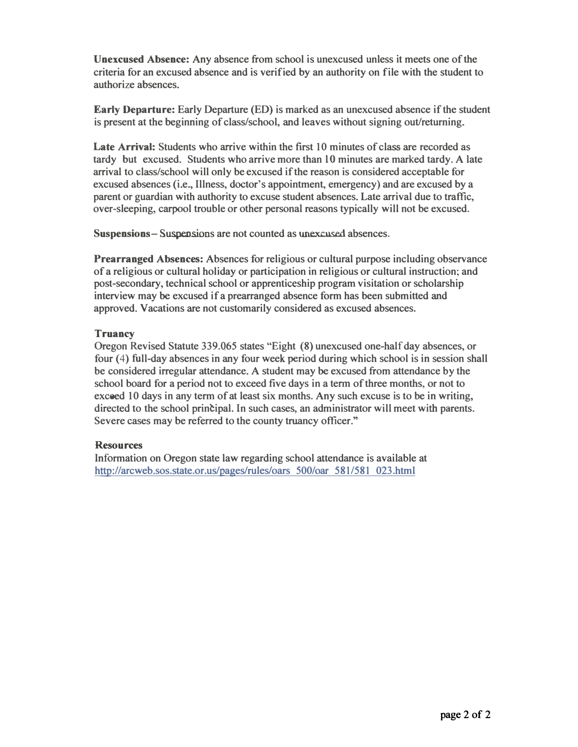**Unexcused Absence:** Any absence from school is unexcused unless it meets one of the criteria for an excused absence and is verified by an authority on file with the student to authorize absences.

**Early Departure:** Early Departure (ED) is marked as an unexcused absence if the student is present at the beginning of class/school, and leaves without signing out/returning.

**Late Arrival:** Students who arrive within the first 10 minutes of class are recorded as tardy but excused. Students who arrive more than 10 minutes are marked tardy. A late arrival to class/school will only be excused if the reason is considered acceptable for excused absences (i.e., Illness, doctor's appointment, emergency) and are excused by a parent or guardian with authority to excuse student absences. Late arrival due to traffic, over-sleeping, carpool trouble or other personal reasons typically will not be excused.

**Suspensions** – Suspensions are not counted as unexcused absences.

**Prearranged Absences:** Absences for religious or cultural purpose including observance of a religious or cultural holiday or participation in religious or cultural instruction; and post-secondary, technical school or apprenticeship program visitation or scholarship interview may be excused if a prearranged absence form has been submitted and approved. Vacations are not customarily considered as excused absences.

**Truancy**

Oregon Revised Statute 339.065 states "Eight (8) unexcused one-half day absences, or four (4) full-day absences in any four week period during which school is in session shall be considered irregular attendance. A student may be excused from attendance by the school board for a period not to exceed five days in a term of three months, or not to exceed 10 days in any term of at least six months. Any such excuse is to be in writing, directed to the school principal. In such cases, an administrator will meet with parents. Severe cases may be referred to the county truancy officer."

**Resources**

Information on Oregon state law regarding school attendance is available at http://arcweb.sos.state.or.us/pages/rules/oars_500/oar_581/581_023.html